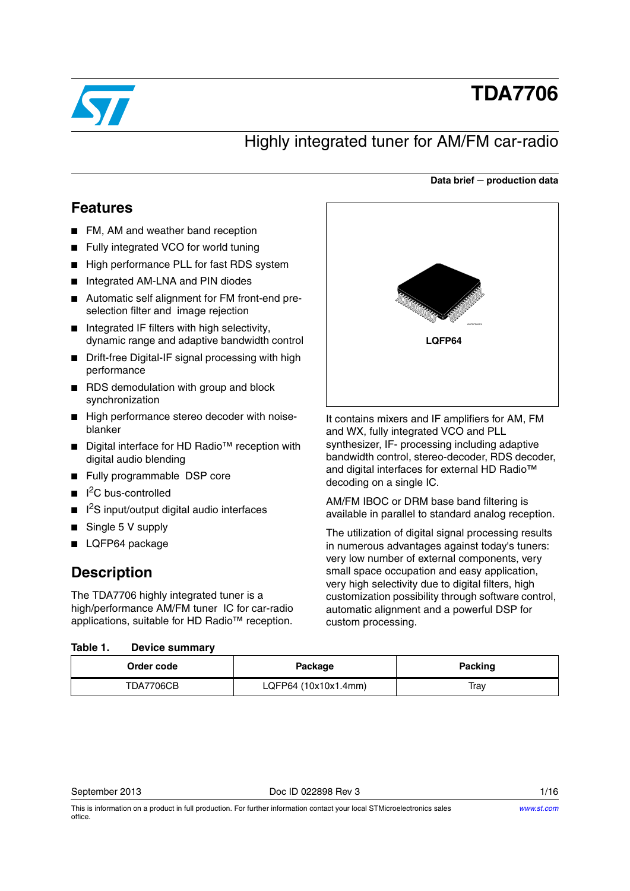# TDA7706

## Highly integrated tuner for AM/FM car-radio

**Data brief — production data**

## Features

- FM, AM and weather band reception
- Fully integrated VCO for world tuning
- High performance PLL for fast RDS system
- Integrated AM-LNA and PIN diodes
- Automatic self alignment for FM front-end pre-selection filter and image rejection
- Integrated IF filters with high selectivity, dynamic range and adaptive bandwidth control
- Drift-free Digital-IF signal processing with high performance
- RDS demodulation with group and block synchronization
- High performance stereo decoder with noise-blanker
- Digital interface for HD Radio™ reception with digital audio blending
- Fully programmable DSP core
- $I^2C$ bus-controlled
- $I^2S$ input/output digital audio interfaces
- Single 5 V supply
- LQFP64 package

LQFP64

## Description

The TDA7706 highly integrated tuner is a high/performance AM/FM tuner IC for car-radio applications, suitable for HD Radio™ reception.

It contains mixers and IF amplifiers for AM, FM and WX, fully integrated VCO and PLL synthesizer, IF- processing including adaptive bandwidth control, stereo-decoder, RDS decoder, and digital interfaces for external HD Radio™ decoding on a single IC.

AM/FM IBOC or DRM base band filtering is available in parallel to standard analog reception.

The utilization of digital signal processing results in numerous advantages against today's tuners: very low number of external components, very small space occupation and easy application, very high selectivity due to digital filters, high customization possibility through software control, automatic alignment and a powerful DSP for custom processing.

**Table 1. Device summary**

| Order code | Package | Packing |
|---|---|---|
| TDA7706CB | LQFP64 (10x10x1.4mm) | Tray |

September 2013 Doc ID 022898 Rev 3

This is information on a product in full production. For further information contact your local STMicroelectronics sales office.

www.st.com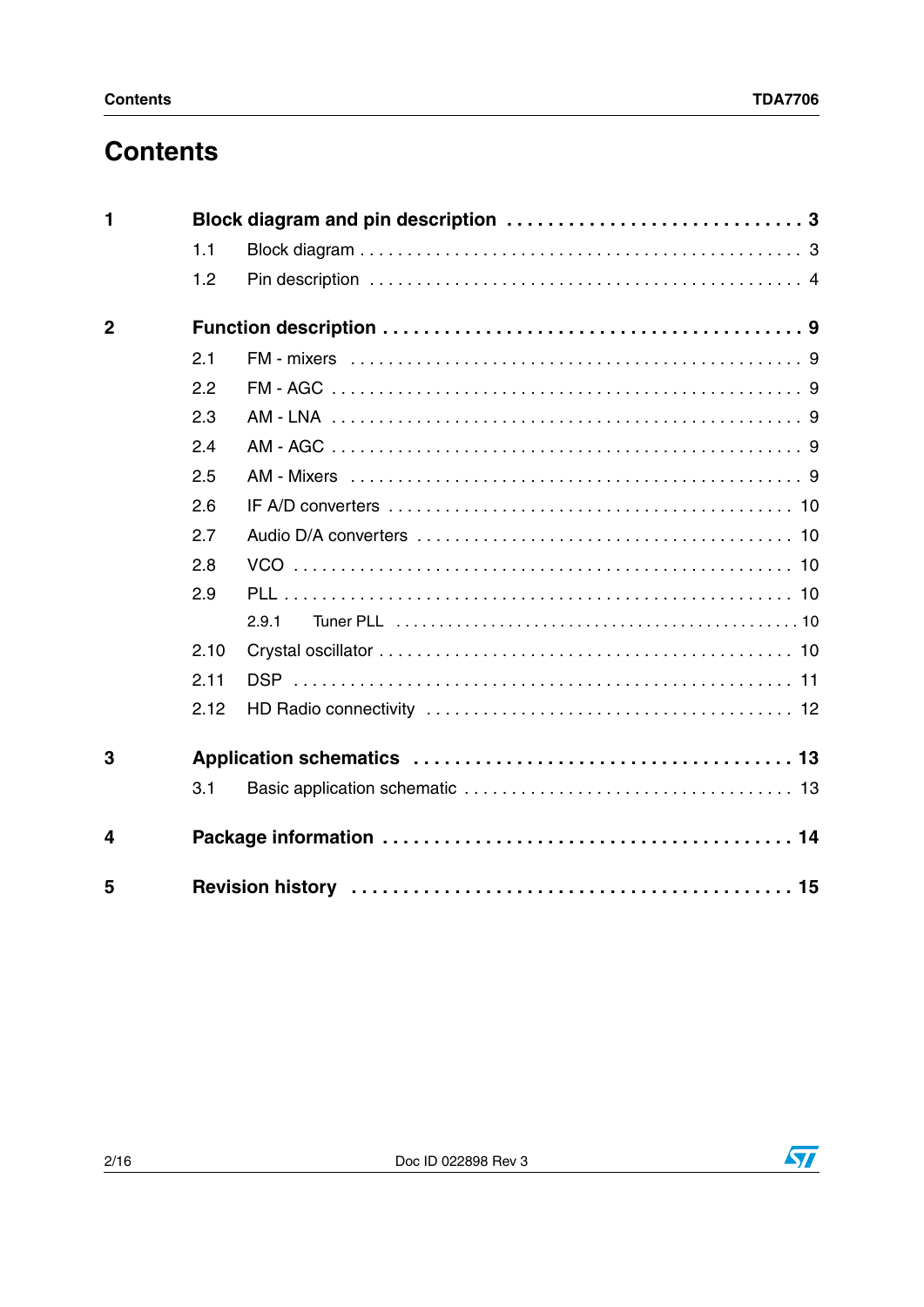# Contents

**1 Block diagram and pin description . . . . . . . . . . . . . . . . . . . . . . . . . . . . 3**

- 1.1 Block diagram . . . . . . . . . . . . . . . . . . . . . . . . . . . . . . . . . . . . . . . . . . . . 3
- 1.2 Pin description . . . . . . . . . . . . . . . . . . . . . . . . . . . . . . . . . . . . . . . . . . . 4

**2 Function description . . . . . . . . . . . . . . . . . . . . . . . . . . . . . . . . . . . . . . . 9**

- 2.1 FM - mixers . . . . . . . . . . . . . . . . . . . . . . . . . . . . . . . . . . . . . . . . . . . . 9
- 2.2 FM - AGC . . . . . . . . . . . . . . . . . . . . . . . . . . . . . . . . . . . . . . . . . . . . . 9
- 2.3 AM - LNA . . . . . . . . . . . . . . . . . . . . . . . . . . . . . . . . . . . . . . . . . . . . . 9
- 2.4 AM - AGC . . . . . . . . . . . . . . . . . . . . . . . . . . . . . . . . . . . . . . . . . . . . . 9
- 2.5 AM - Mixers . . . . . . . . . . . . . . . . . . . . . . . . . . . . . . . . . . . . . . . . . . . . 9
- 2.6 IF A/D converters . . . . . . . . . . . . . . . . . . . . . . . . . . . . . . . . . . . . . . . . 10
- 2.7 Audio D/A converters . . . . . . . . . . . . . . . . . . . . . . . . . . . . . . . . . . . . . 10
- 2.8 VCO . . . . . . . . . . . . . . . . . . . . . . . . . . . . . . . . . . . . . . . . . . . . . . . . . 10
- 2.9 PLL . . . . . . . . . . . . . . . . . . . . . . . . . . . . . . . . . . . . . . . . . . . . . . . . . 10
  - 2.9.1 Tuner PLL . . . . . . . . . . . . . . . . . . . . . . . . . . . . . . . . . . . . . . . . . . 10
- 2.10 Crystal oscillator . . . . . . . . . . . . . . . . . . . . . . . . . . . . . . . . . . . . . . . . 10
- 2.11 DSP . . . . . . . . . . . . . . . . . . . . . . . . . . . . . . . . . . . . . . . . . . . . . . . . . 11
- 2.12 HD Radio connectivity . . . . . . . . . . . . . . . . . . . . . . . . . . . . . . . . . . . . 12

**3 Application schematics . . . . . . . . . . . . . . . . . . . . . . . . . . . . . . . . . . . . 13**

- 3.1 Basic application schematic . . . . . . . . . . . . . . . . . . . . . . . . . . . . . . . . 13

**4 Package information . . . . . . . . . . . . . . . . . . . . . . . . . . . . . . . . . . . . . . 14**

**5 Revision history . . . . . . . . . . . . . . . . . . . . . . . . . . . . . . . . . . . . . . . . . . 15**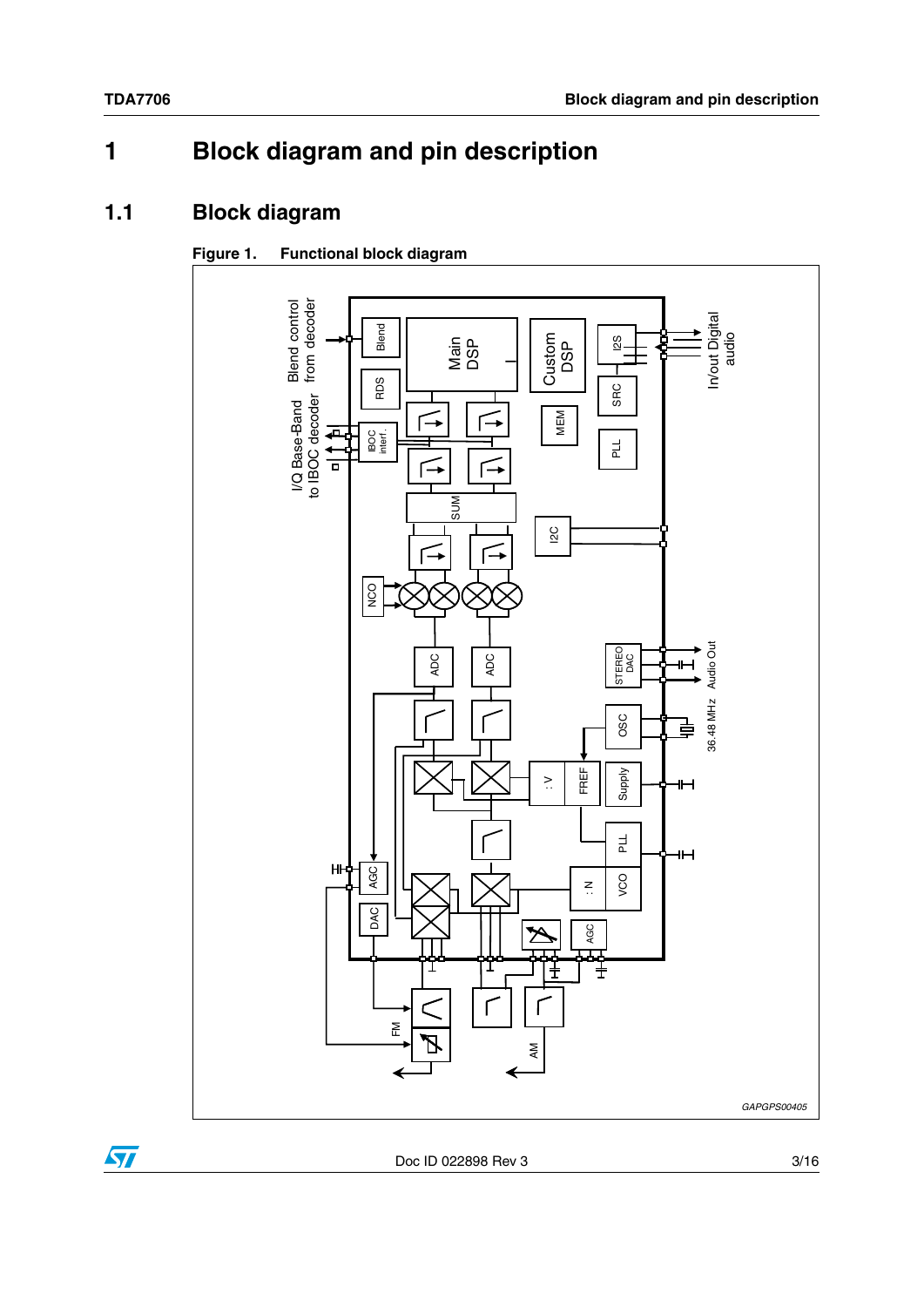# 1 Block diagram and pin description

## 1.1 Block diagram

**Figure 1. Functional block diagram**

Blend control from decoder

I/Q Base-Band to IBOC decoder

In/out Digital audio

Audio Out

36.48 MHz

FM

AM

Blend, RDS, IBOC interf., Main DSP, Custom DSP, I2S, SRC, MEM, PLL, SUM, I2C, NCO, ADC, ADC, STEREO DAC, OSC, : V, FREF, Supply, PLL, AGC, DAC, : N, VCO, AGC

GAPGPS00405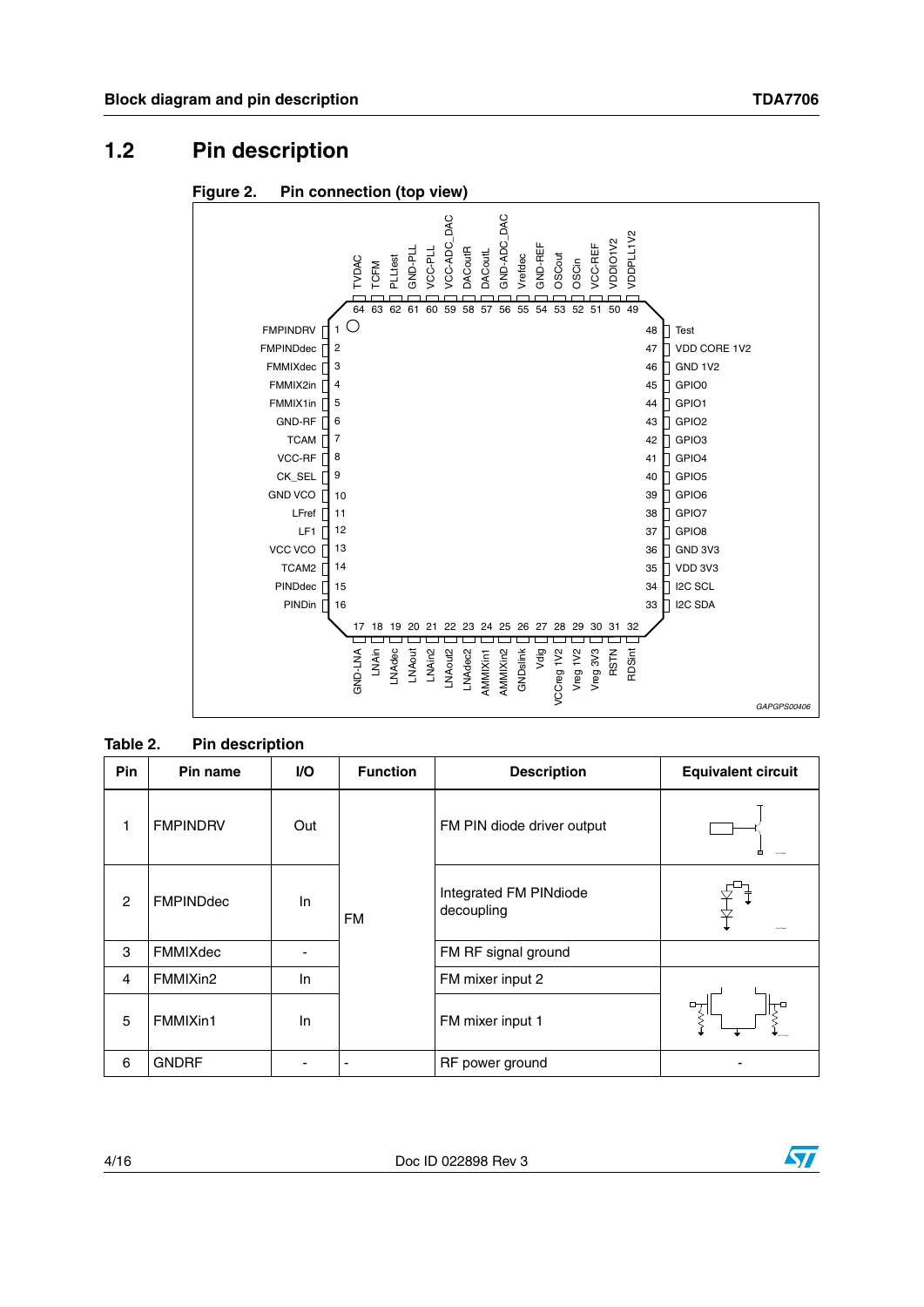## 1.2 Pin description

**Figure 2. Pin connection (top view)**

**Table 2. Pin description**

| Pin | Pin name | I/O | Function | Description | Equivalent circuit |
|---|---|---|---|---|---|
| 1 | FMPINDRV | Out | FM | FM PIN diode driver output | |
| 2 | FMPINDdec | In | | Integrated FM PINdiode decoupling | |
| 3 | FMMIXdec | - | | FM RF signal ground | |
| 4 | FMMIXin2 | In | | FM mixer input 2 | |
| 5 | FMMIXin1 | In | | FM mixer input 1 | |
| 6 | GNDRF | - | - | RF power ground | - |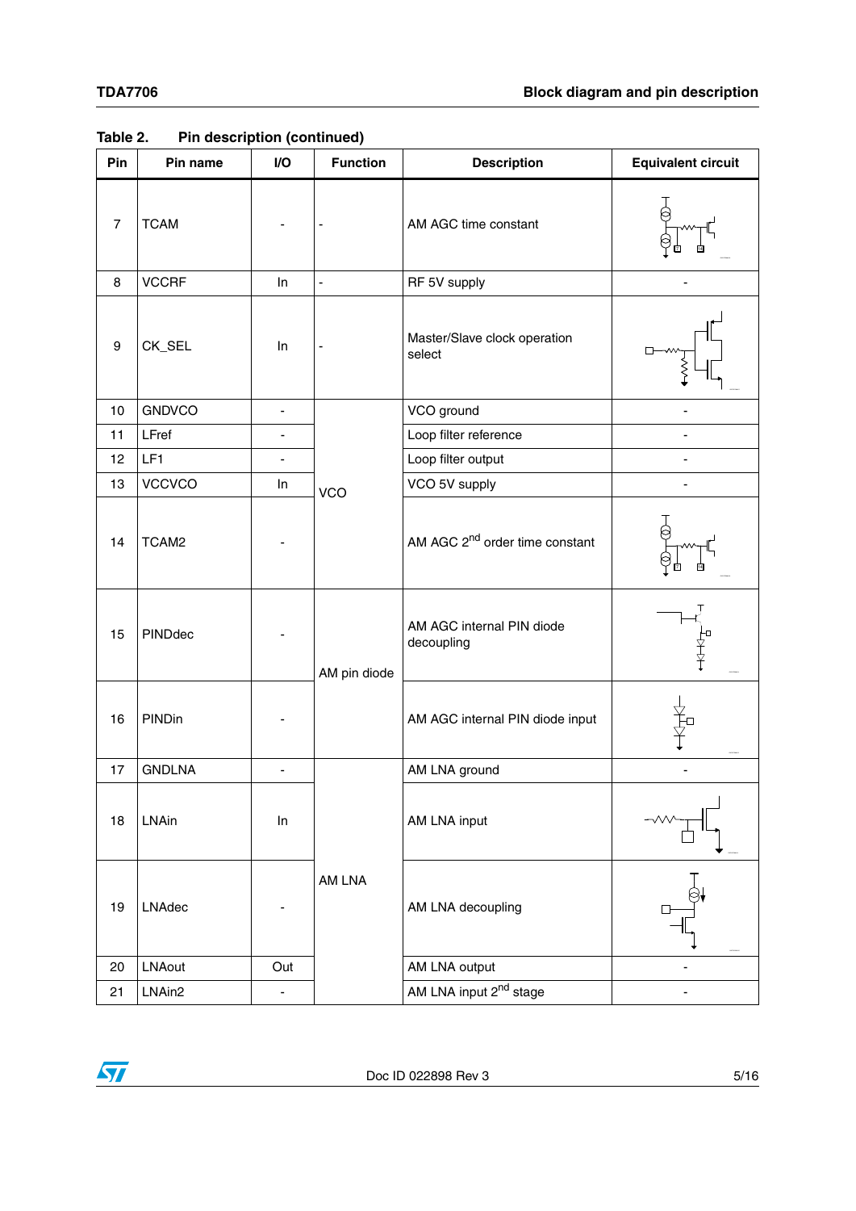Table 2. Pin description (continued)

| Pin | Pin name | I/O | Function | Description | Equivalent circuit |
|---|---|---|---|---|---|
| 7 | TCAM | - | - | AM AGC time constant | |
| 8 | VCCRF | In | - | RF 5V supply | - |
| 9 | CK_SEL | In | - | Master/Slave clock operation select | |
| 10 | GNDVCO | - | VCO | VCO ground | - |
| 11 | LFref | - | | Loop filter reference | - |
| 12 | LF1 | - | | Loop filter output | - |
| 13 | VCCVCO | In | | VCO 5V supply | - |
| 14 | TCAM2 | - | | AM AGC $2^{nd}$ order time constant | |
| 15 | PINDdec | - | AM pin diode | AM AGC internal PIN diode decoupling | |
| 16 | PINDin | - | | AM AGC internal PIN diode input | |
| 17 | GNDLNA | - | AM LNA | AM LNA ground | - |
| 18 | LNAin | In | | AM LNA input | |
| 19 | LNAdec | - | | AM LNA decoupling | |
| 20 | LNAout | Out | | AM LNA output | - |
| 21 | LNAin2 | - | | AM LNA input $2^{nd}$ stage | - |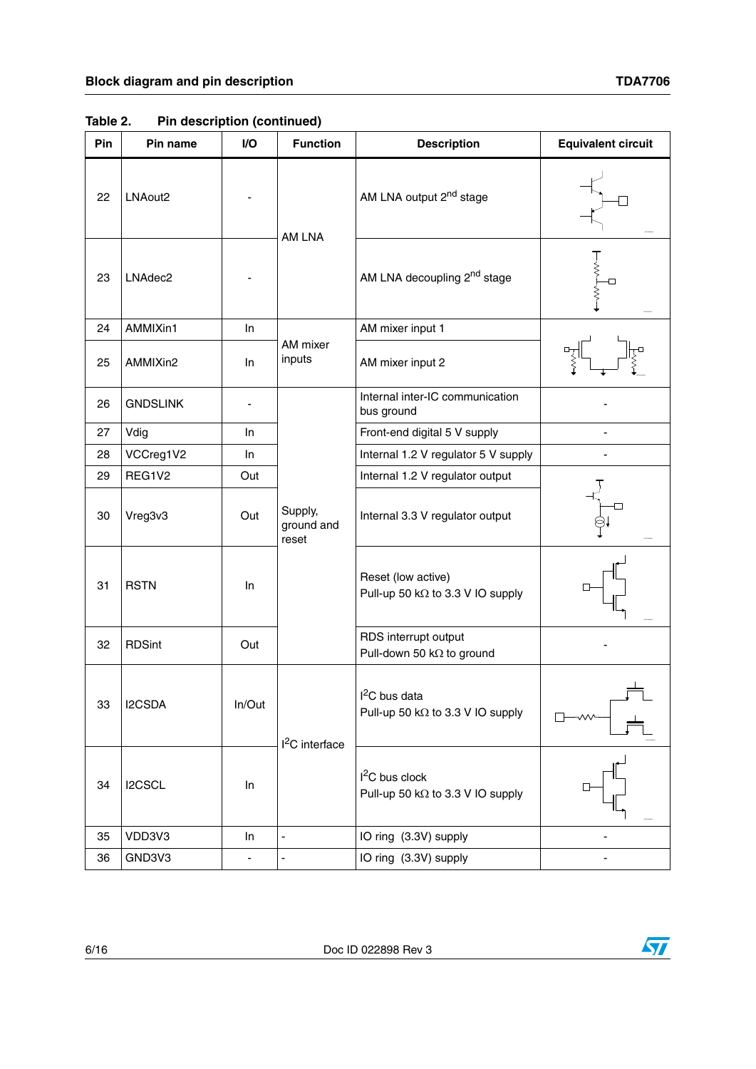Table 2. Pin description (continued)

| Pin | Pin name | I/O | Function | Description | Equivalent circuit |
|---|---|---|---|---|---|
| 22 | LNAout2 | - | AM LNA | AM LNA output 2nd stage | |
| 23 | LNAdec2 | - | AM LNA | AM LNA decoupling 2nd stage | |
| 24 | AMMIXin1 | In | AM mixer inputs | AM mixer input 1 | |
| 25 | AMMIXin2 | In | AM mixer inputs | AM mixer input 2 | |
| 26 | GNDSLINK | - | Supply, ground and reset | Internal inter-IC communication bus ground | - |
| 27 | Vdig | In | Supply, ground and reset | Front-end digital 5 V supply | - |
| 28 | VCCreg1V2 | In | Supply, ground and reset | Internal 1.2 V regulator 5 V supply | - |
| 29 | REG1V2 | Out | Supply, ground and reset | Internal 1.2 V regulator output | |
| 30 | Vreg3v3 | Out | Supply, ground and reset | Internal 3.3 V regulator output | |
| 31 | RSTN | In | Supply, ground and reset | Reset (low active)<br>Pull-up 50 kΩ to 3.3 V IO supply | |
| 32 | RDSint | Out | Supply, ground and reset | RDS interrupt output<br>Pull-down 50 kΩ to ground | - |
| 33 | I2CSDA | In/Out | I²C interface | I²C bus data<br>Pull-up 50 kΩ to 3.3 V IO supply | |
| 34 | I2CSCL | In | I²C interface | I²C bus clock<br>Pull-up 50 kΩ to 3.3 V IO supply | |
| 35 | VDD3V3 | In | - | IO ring (3.3V) supply | - |
| 36 | GND3V3 | - | - | IO ring (3.3V) supply | - |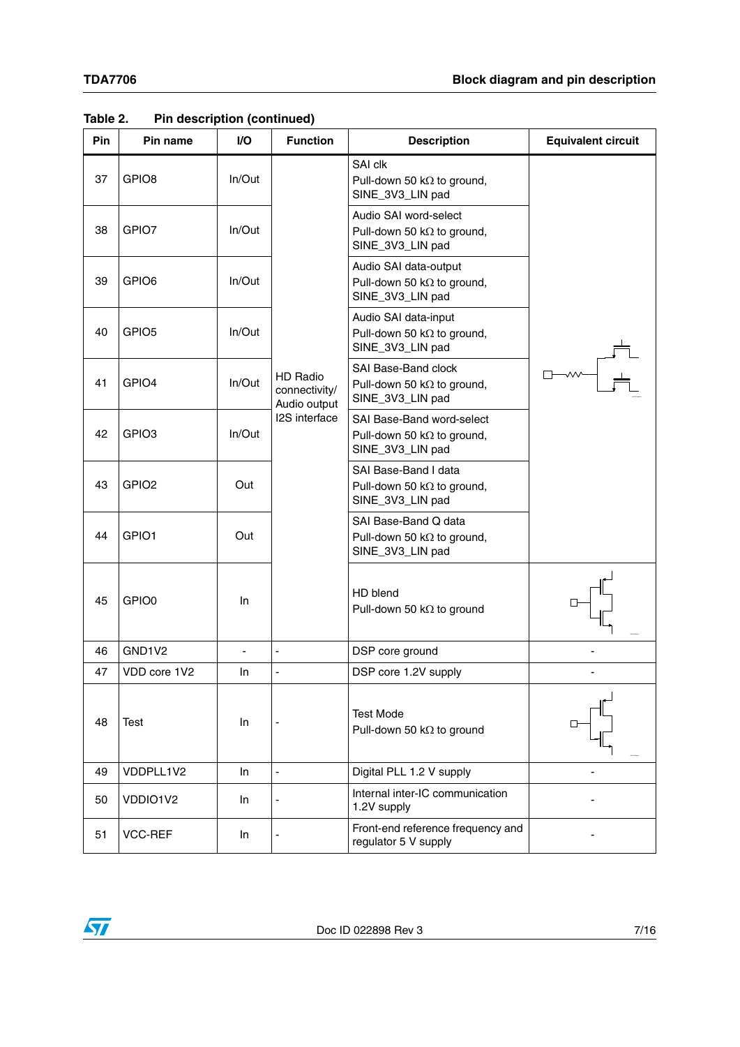**Table 2. Pin description (continued)**

| Pin | Pin name | I/O | Function | Description | Equivalent circuit |
|---|---|---|---|---|---|
| 37 | GPIO8 | In/Out | HD Radio connectivity/ Audio output I2S interface | SAI clk<br>Pull-down 50 kΩ to ground, SINE_3V3_LIN pad | |
| 38 | GPIO7 | In/Out | | Audio SAI word-select<br>Pull-down 50 kΩ to ground, SINE_3V3_LIN pad | |
| 39 | GPIO6 | In/Out | | Audio SAI data-output<br>Pull-down 50 kΩ to ground, SINE_3V3_LIN pad | |
| 40 | GPIO5 | In/Out | | Audio SAI data-input<br>Pull-down 50 kΩ to ground, SINE_3V3_LIN pad | |
| 41 | GPIO4 | In/Out | | SAI Base-Band clock<br>Pull-down 50 kΩ to ground, SINE_3V3_LIN pad | |
| 42 | GPIO3 | In/Out | | SAI Base-Band word-select<br>Pull-down 50 kΩ to ground, SINE_3V3_LIN pad | |
| 43 | GPIO2 | Out | | SAI Base-Band I data<br>Pull-down 50 kΩ to ground, SINE_3V3_LIN pad | |
| 44 | GPIO1 | Out | | SAI Base-Band Q data<br>Pull-down 50 kΩ to ground, SINE_3V3_LIN pad | |
| 45 | GPIO0 | In | | HD blend<br>Pull-down 50 kΩ to ground | |
| 46 | GND1V2 | - | - | DSP core ground | - |
| 47 | VDD core 1V2 | In | - | DSP core 1.2V supply | - |
| 48 | Test | In | - | Test Mode<br>Pull-down 50 kΩ to ground | |
| 49 | VDDPLL1V2 | In | - | Digital PLL 1.2 V supply | - |
| 50 | VDDIO1V2 | In | - | Internal inter-IC communication 1.2V supply | - |
| 51 | VCC-REF | In | - | Front-end reference frequency and regulator 5 V supply | - |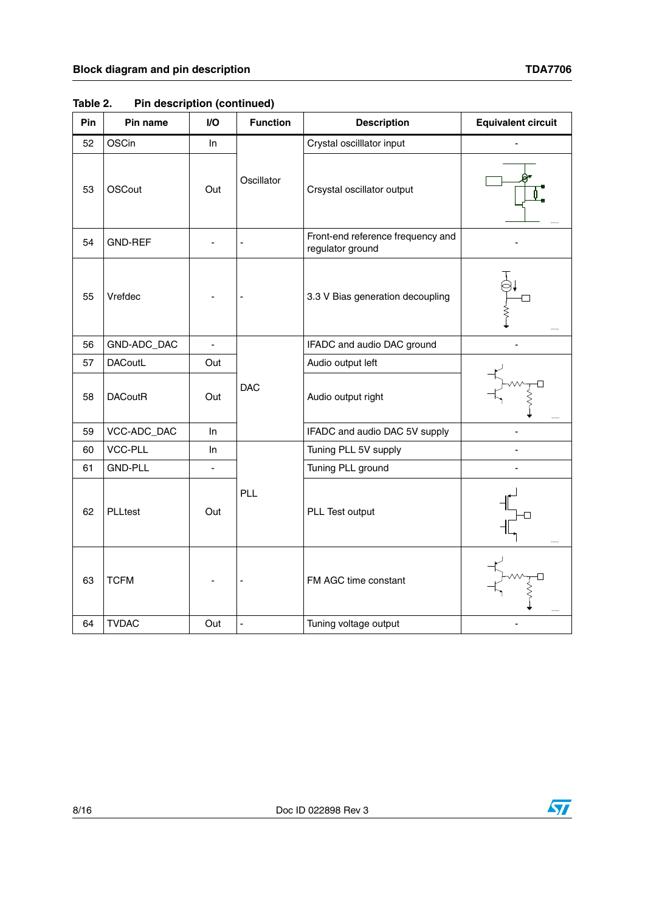**Table 2. Pin description (continued)**

| Pin | Pin name | I/O | Function | Description | Equivalent circuit |
|---|---|---|---|---|---|
| 52 | OSCin | In | Oscillator | Crystal oscilllator input | - |
| 53 | OSCout | Out | | Crsystal oscillator output | |
| 54 | GND-REF | - | - | Front-end reference frequency and regulator ground | - |
| 55 | Vrefdec | - | - | 3.3 V Bias generation decoupling | |
| 56 | GND-ADC_DAC | - | DAC | IFADC and audio DAC ground | - |
| 57 | DACoutL | Out | | Audio output left | |
| 58 | DACoutR | Out | | Audio output right | |
| 59 | VCC-ADC_DAC | In | | IFADC and audio DAC 5V supply | - |
| 60 | VCC-PLL | In | PLL | Tuning PLL 5V supply | - |
| 61 | GND-PLL | - | | Tuning PLL ground | - |
| 62 | PLLtest | Out | | PLL Test output | |
| 63 | TCFM | - | - | FM AGC time constant | |
| 64 | TVDAC | Out | - | Tuning voltage output | - |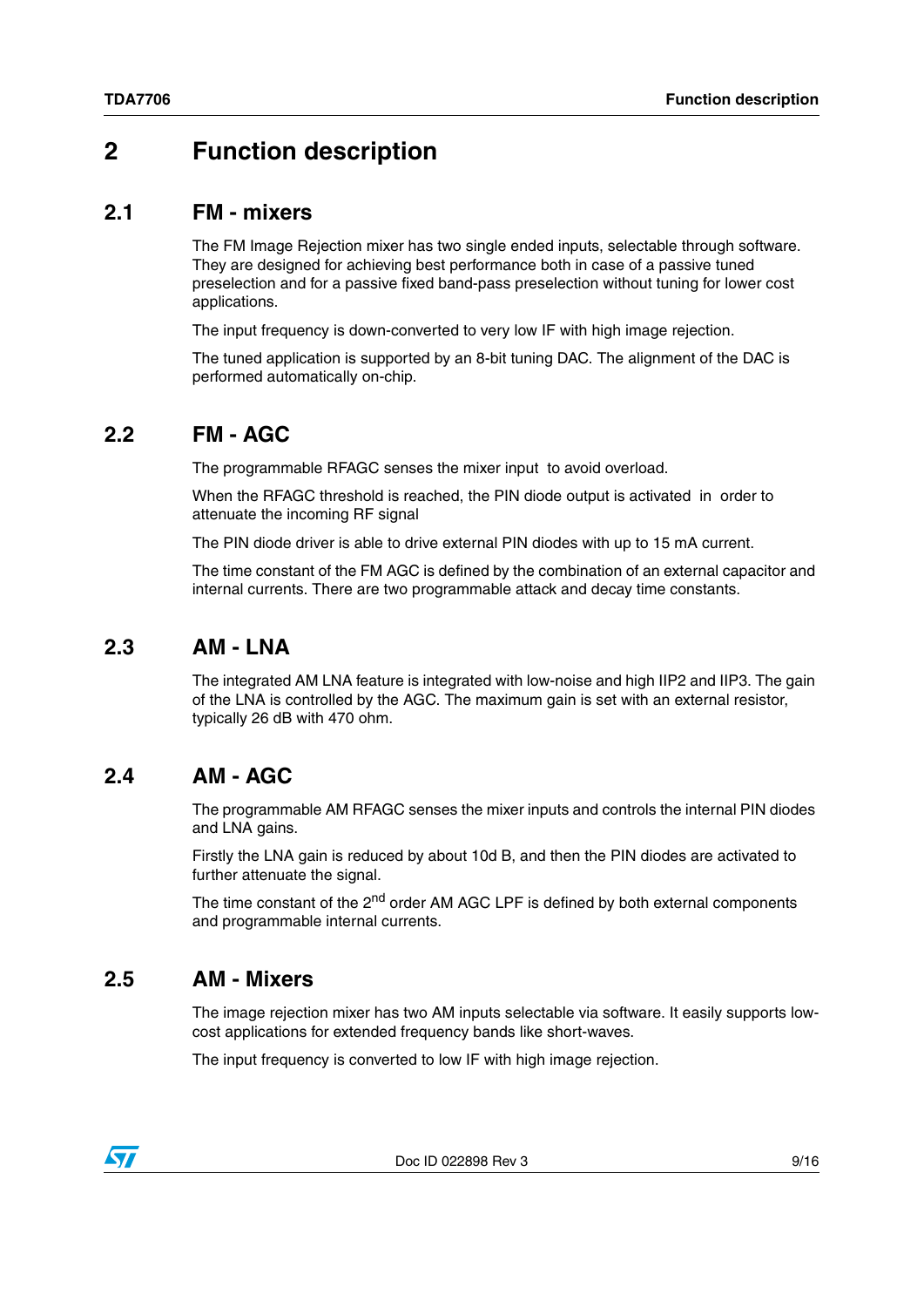# 2 Function description

## 2.1 FM - mixers

The FM Image Rejection mixer has two single ended inputs, selectable through software. They are designed for achieving best performance both in case of a passive tuned preselection and for a passive fixed band-pass preselection without tuning for lower cost applications.

The input frequency is down-converted to very low IF with high image rejection.

The tuned application is supported by an 8-bit tuning DAC. The alignment of the DAC is performed automatically on-chip.

## 2.2 FM - AGC

The programmable RFAGC senses the mixer input to avoid overload.

When the RFAGC threshold is reached, the PIN diode output is activated in order to attenuate the incoming RF signal

The PIN diode driver is able to drive external PIN diodes with up to 15 mA current.

The time constant of the FM AGC is defined by the combination of an external capacitor and internal currents. There are two programmable attack and decay time constants.

## 2.3 AM - LNA

The integrated AM LNA feature is integrated with low-noise and high IIP2 and IIP3. The gain of the LNA is controlled by the AGC. The maximum gain is set with an external resistor, typically 26 dB with 470 ohm.

## 2.4 AM - AGC

The programmable AM RFAGC senses the mixer inputs and controls the internal PIN diodes and LNA gains.

Firstly the LNA gain is reduced by about 10d B, and then the PIN diodes are activated to further attenuate the signal.

The time constant of the $2^{nd}$ order AM AGC LPF is defined by both external components and programmable internal currents.

## 2.5 AM - Mixers

The image rejection mixer has two AM inputs selectable via software. It easily supports low-cost applications for extended frequency bands like short-waves.

The input frequency is converted to low IF with high image rejection.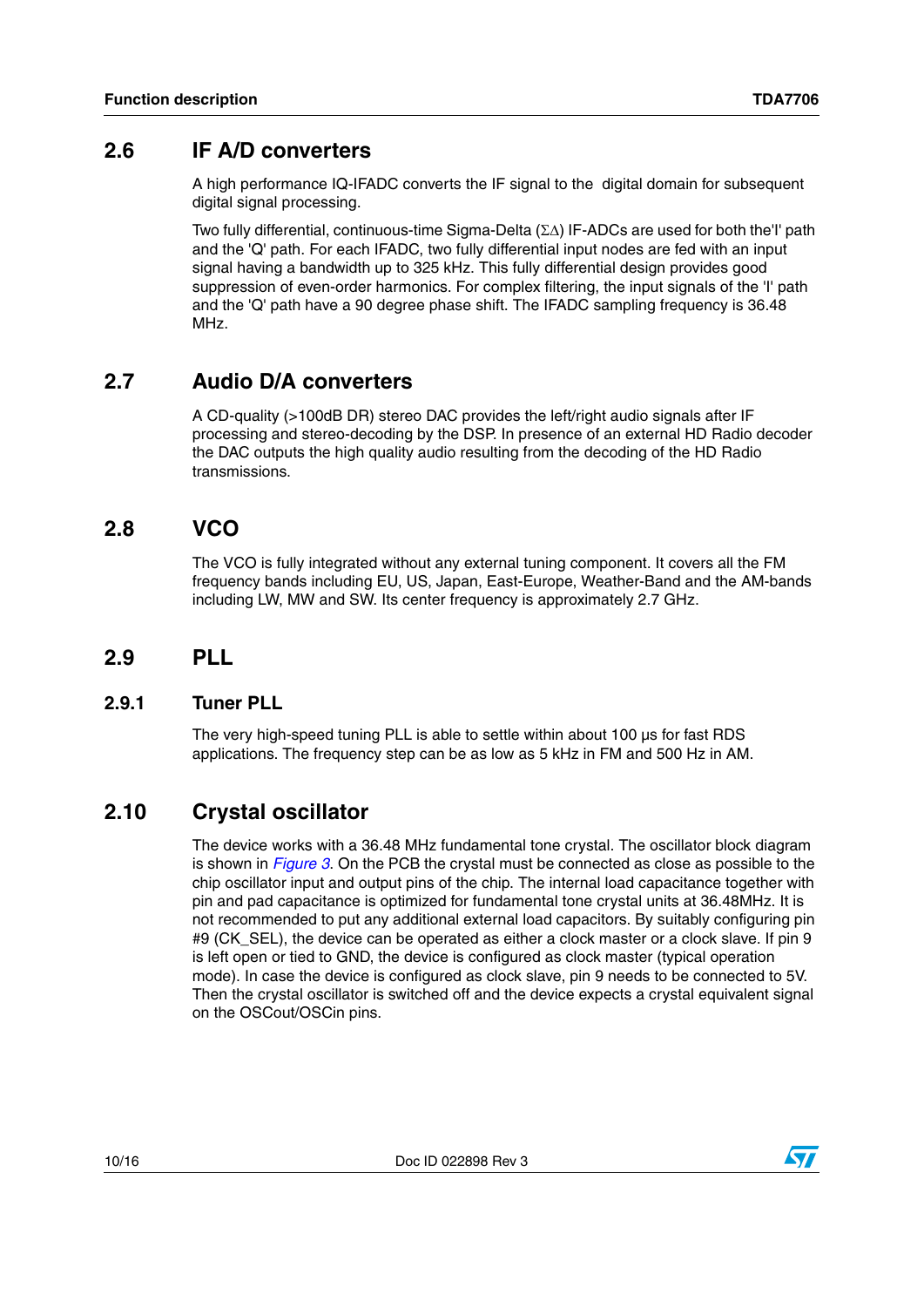## 2.6 IF A/D converters

A high performance IQ-IFADC converts the IF signal to the  digital domain for subsequent digital signal processing.

Two fully differential, continuous-time Sigma-Delta ($\Sigma\Delta$) IF-ADCs are used for both the'I' path and the 'Q' path. For each IFADC, two fully differential input nodes are fed with an input signal having a bandwidth up to 325 kHz. This fully differential design provides good suppression of even-order harmonics. For complex filtering, the input signals of the 'I' path and the 'Q' path have a 90 degree phase shift. The IFADC sampling frequency is 36.48 MHz.

## 2.7 Audio D/A converters

A CD-quality (>100dB DR) stereo DAC provides the left/right audio signals after IF processing and stereo-decoding by the DSP. In presence of an external HD Radio decoder the DAC outputs the high quality audio resulting from the decoding of the HD Radio transmissions.

## 2.8 VCO

The VCO is fully integrated without any external tuning component. It covers all the FM frequency bands including EU, US, Japan, East-Europe, Weather-Band and the AM-bands including LW, MW and SW. Its center frequency is approximately 2.7 GHz.

## 2.9 PLL

### 2.9.1 Tuner PLL

The very high-speed tuning PLL is able to settle within about 100 µs for fast RDS applications. The frequency step can be as low as 5 kHz in FM and 500 Hz in AM.

## 2.10 Crystal oscillator

The device works with a 36.48 MHz fundamental tone crystal. The oscillator block diagram is shown in *Figure 3*. On the PCB the crystal must be connected as close as possible to the chip oscillator input and output pins of the chip. The internal load capacitance together with pin and pad capacitance is optimized for fundamental tone crystal units at 36.48MHz. It is not recommended to put any additional external load capacitors. By suitably configuring pin #9 (CK_SEL), the device can be operated as either a clock master or a clock slave. If pin 9 is left open or tied to GND, the device is configured as clock master (typical operation mode). In case the device is configured as clock slave, pin 9 needs to be connected to 5V. Then the crystal oscillator is switched off and the device expects a crystal equivalent signal on the OSCout/OSCin pins.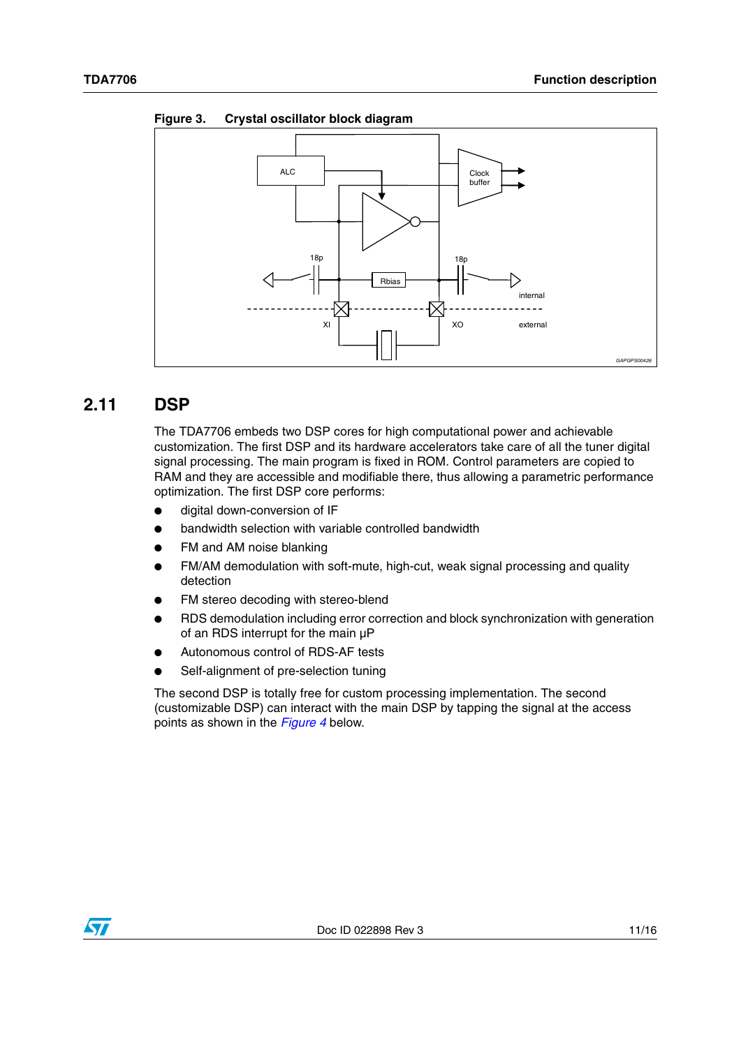Figure 3. Crystal oscillator block diagram

## 2.11 DSP

The TDA7706 embeds two DSP cores for high computational power and achievable customization. The first DSP and its hardware accelerators take care of all the tuner digital signal processing. The main program is fixed in ROM. Control parameters are copied to RAM and they are accessible and modifiable there, thus allowing a parametric performance optimization. The first DSP core performs:

- digital down-conversion of IF
- bandwidth selection with variable controlled bandwidth
- FM and AM noise blanking
- FM/AM demodulation with soft-mute, high-cut, weak signal processing and quality detection
- FM stereo decoding with stereo-blend
- RDS demodulation including error correction and block synchronization with generation of an RDS interrupt for the main µP
- Autonomous control of RDS-AF tests
- Self-alignment of pre-selection tuning

The second DSP is totally free for custom processing implementation. The second (customizable DSP) can interact with the main DSP by tapping the signal at the access points as shown in the *Figure 4* below.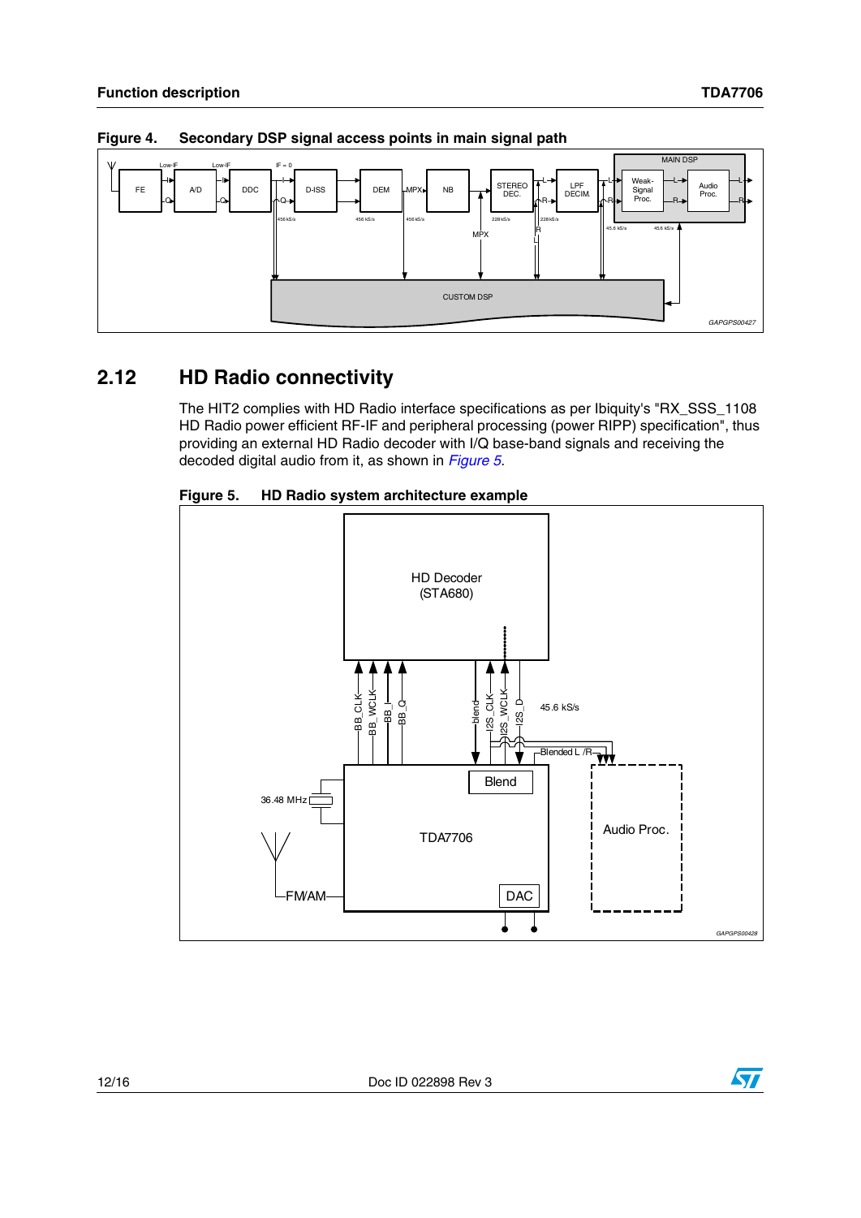Figure 4. Secondary DSP signal access points in main signal path

## 2.12 HD Radio connectivity

The HIT2 complies with HD Radio interface specifications as per Ibiquity's "RX_SSS_1108 HD Radio power efficient RF-IF and peripheral processing (power RIPP) specification", thus providing an external HD Radio decoder with I/Q base-band signals and receiving the decoded digital audio from it, as shown in *Figure 5*.

Figure 5. HD Radio system architecture example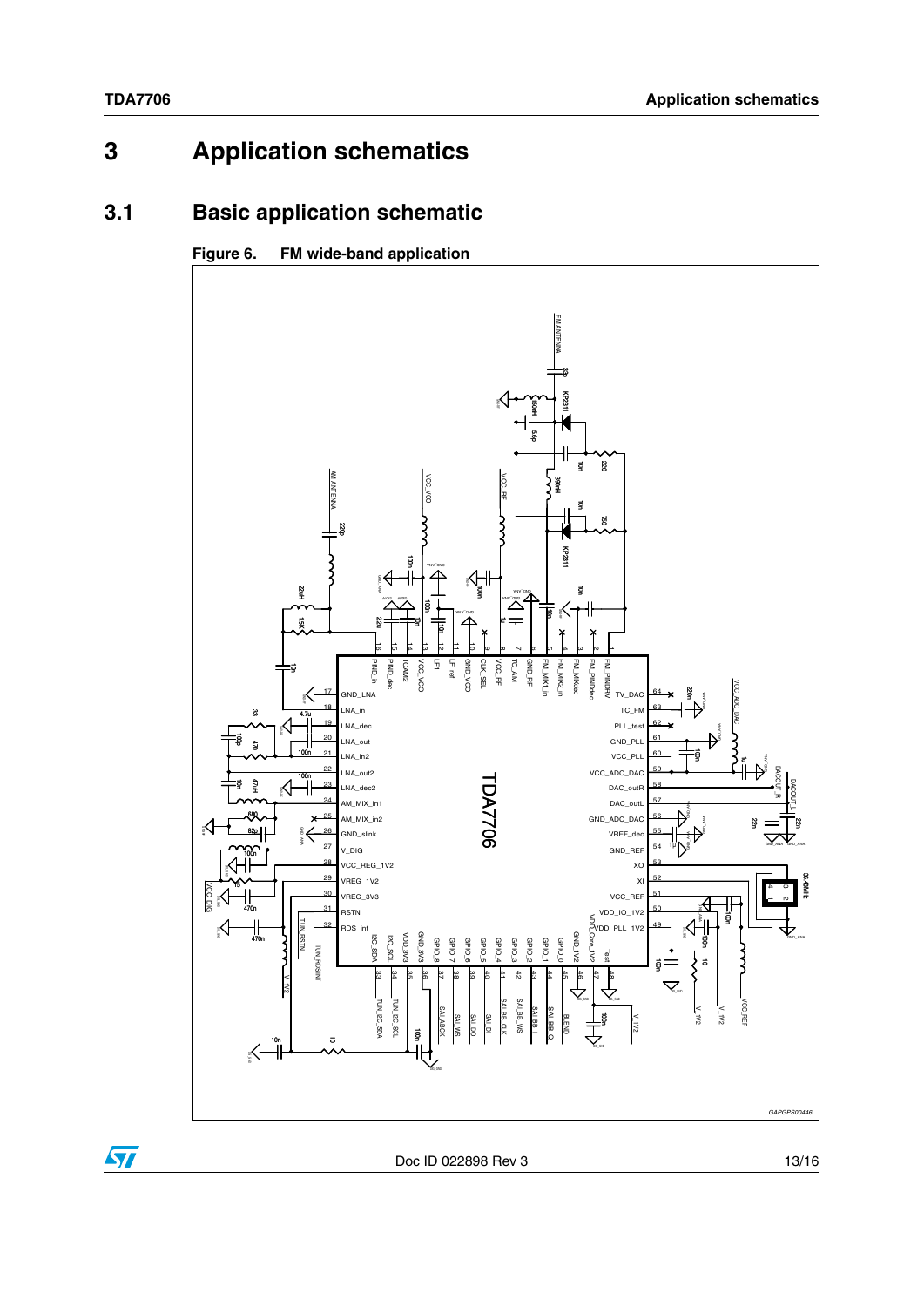# 3 Application schematics

## 3.1 Basic application schematic

**Figure 6. FM wide-band application**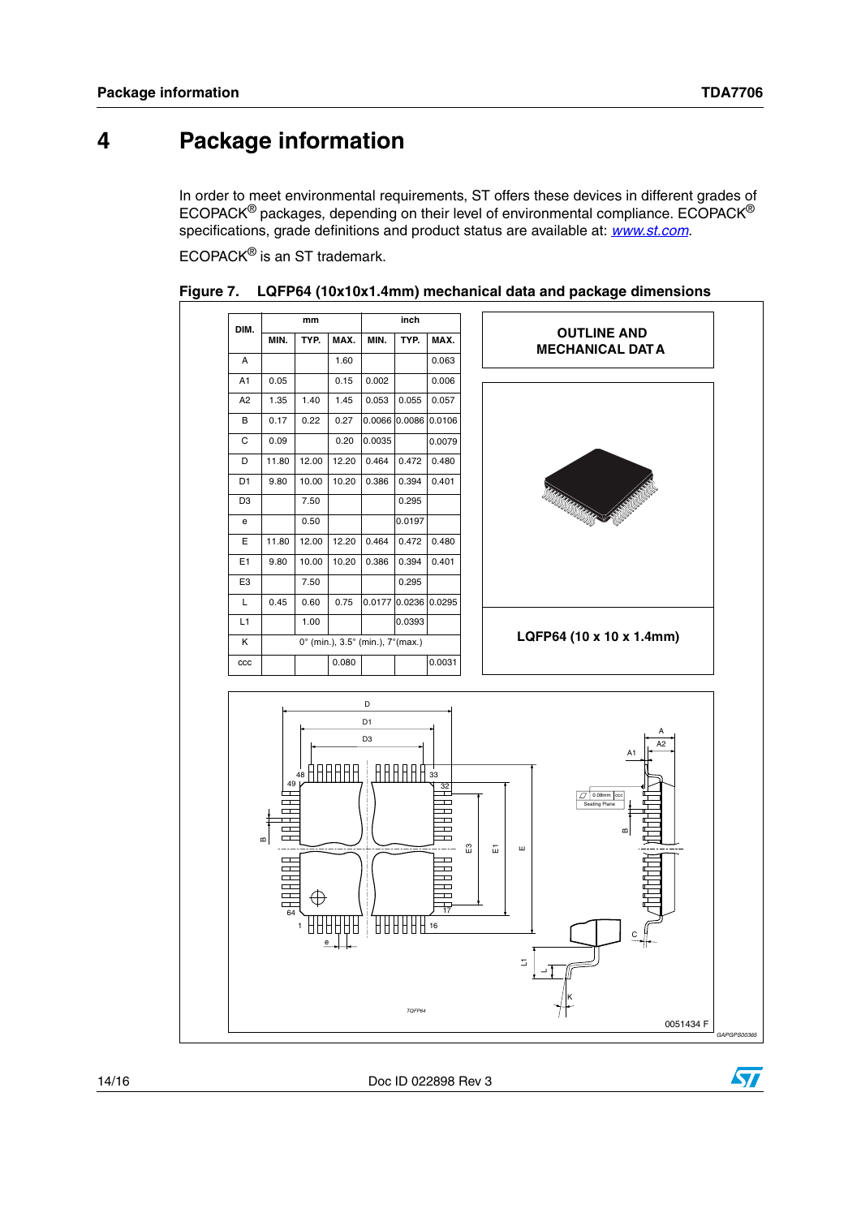# 4 Package information

In order to meet environmental requirements, ST offers these devices in different grades of ECOPACK® packages, depending on their level of environmental compliance. ECOPACK® specifications, grade definitions and product status are available at: *www.st.com*.

ECOPACK® is an ST trademark.

**Figure 7. LQFP64 (10x10x1.4mm) mechanical data and package dimensions**

| DIM. | mm | | | inch | | |
|---|---|---|---|---|---|---|
| | MIN. | TYP. | MAX. | MIN. | TYP. | MAX. |
| A | | | 1.60 | | | 0.063 |
| A1 | 0.05 | | 0.15 | 0.002 | | 0.006 |
| A2 | 1.35 | 1.40 | 1.45 | 0.053 | 0.055 | 0.057 |
| B | 0.17 | 0.22 | 0.27 | 0.0066 | 0.0086 | 0.0106 |
| C | 0.09 | | 0.20 | 0.0035 | | 0.0079 |
| D | 11.80 | 12.00 | 12.20 | 0.464 | 0.472 | 0.480 |
| D1 | 9.80 | 10.00 | 10.20 | 0.386 | 0.394 | 0.401 |
| D3 | | 7.50 | | | 0.295 | |
| e | | 0.50 | | | 0.0197 | |
| E | 11.80 | 12.00 | 12.20 | 0.464 | 0.472 | 0.480 |
| E1 | 9.80 | 10.00 | 10.20 | 0.386 | 0.394 | 0.401 |
| E3 | | 7.50 | | | 0.295 | |
| L | 0.45 | 0.60 | 0.75 | 0.0177 | 0.0236 | 0.0295 |
| L1 | | 1.00 | | | 0.0393 | |
| K | 0° (min.), 3.5° (min.), 7°(max.) | | | | | |
| ccc | | | 0.080 | | | 0.0031 |

**OUTLINE AND MECHANICAL DATA**

**LQFP64 (10 x 10 x 1.4mm)**

0051434 F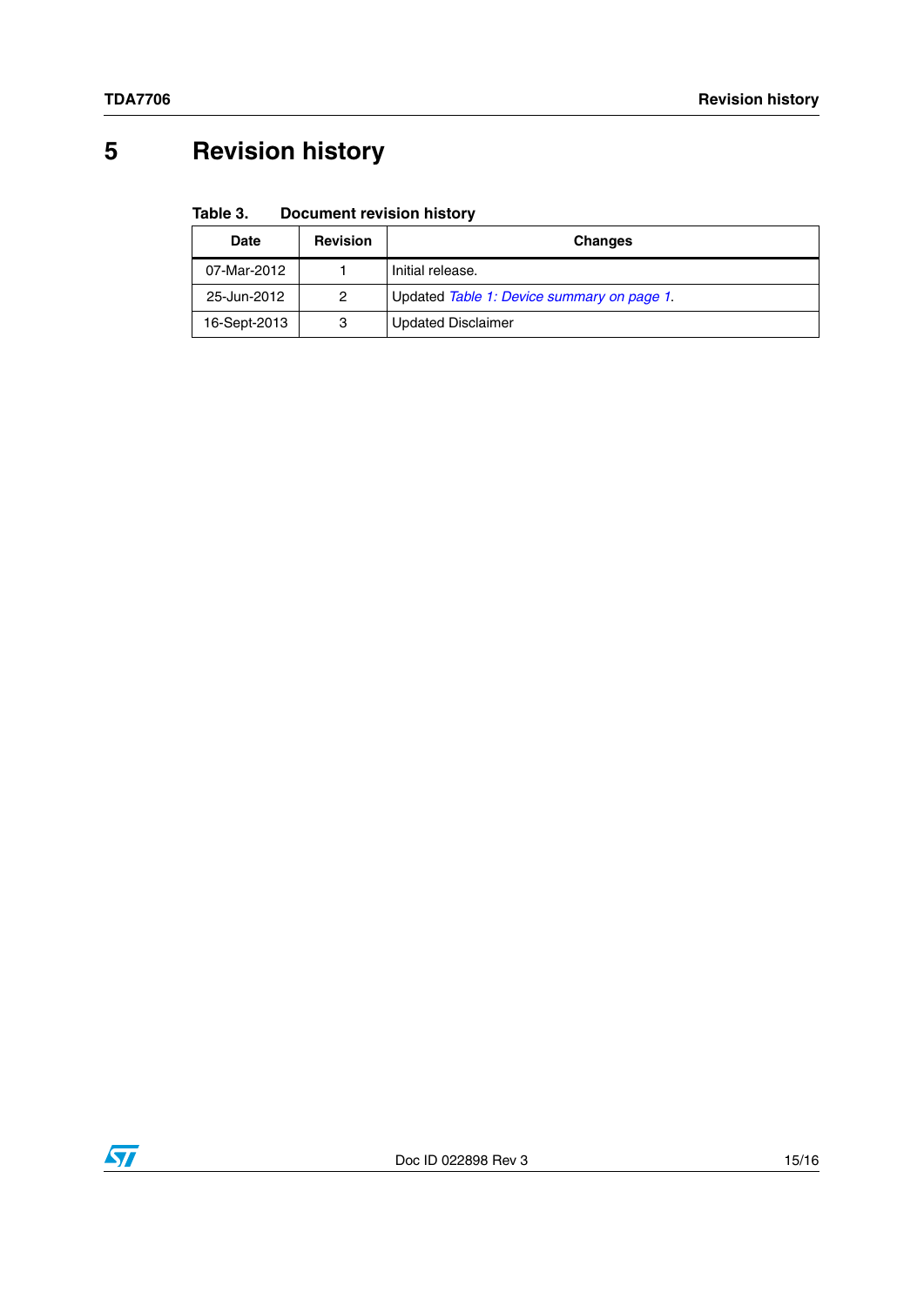# 5 Revision history

**Table 3. Document revision history**

| Date | Revision | Changes |
|---|---|---|
| 07-Mar-2012 | 1 | Initial release. |
| 25-Jun-2012 | 2 | Updated *Table 1: Device summary on page 1*. |
| 16-Sept-2013 | 3 | Updated Disclaimer |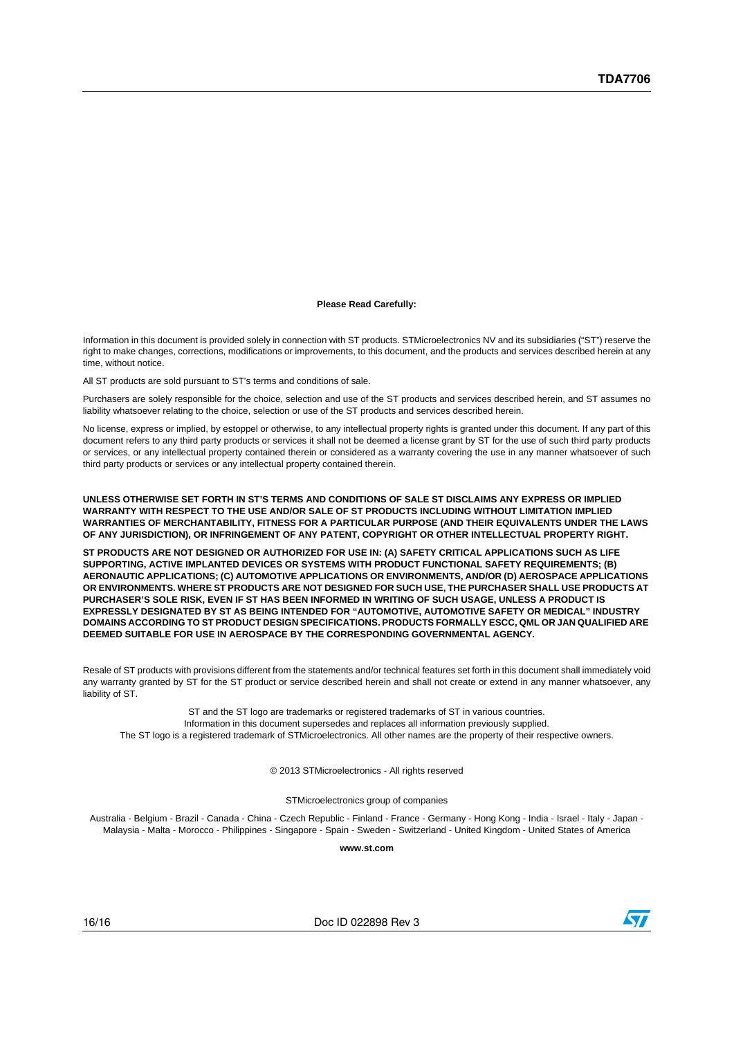**Please Read Carefully:**

Information in this document is provided solely in connection with ST products. STMicroelectronics NV and its subsidiaries (“ST”) reserve the right to make changes, corrections, modifications or improvements, to this document, and the products and services described herein at any time, without notice.

All ST products are sold pursuant to ST’s terms and conditions of sale.

Purchasers are solely responsible for the choice, selection and use of the ST products and services described herein, and ST assumes no liability whatsoever relating to the choice, selection or use of the ST products and services described herein.

No license, express or implied, by estoppel or otherwise, to any intellectual property rights is granted under this document. If any part of this document refers to any third party products or services it shall not be deemed a license grant by ST for the use of such third party products or services, or any intellectual property contained therein or considered as a warranty covering the use in any manner whatsoever of such third party products or services or any intellectual property contained therein.

**UNLESS OTHERWISE SET FORTH IN ST’S TERMS AND CONDITIONS OF SALE ST DISCLAIMS ANY EXPRESS OR IMPLIED WARRANTY WITH RESPECT TO THE USE AND/OR SALE OF ST PRODUCTS INCLUDING WITHOUT LIMITATION IMPLIED WARRANTIES OF MERCHANTABILITY, FITNESS FOR A PARTICULAR PURPOSE (AND THEIR EQUIVALENTS UNDER THE LAWS OF ANY JURISDICTION), OR INFRINGEMENT OF ANY PATENT, COPYRIGHT OR OTHER INTELLECTUAL PROPERTY RIGHT.**

**ST PRODUCTS ARE NOT DESIGNED OR AUTHORIZED FOR USE IN: (A) SAFETY CRITICAL APPLICATIONS SUCH AS LIFE SUPPORTING, ACTIVE IMPLANTED DEVICES OR SYSTEMS WITH PRODUCT FUNCTIONAL SAFETY REQUIREMENTS; (B) AERONAUTIC APPLICATIONS; (C) AUTOMOTIVE APPLICATIONS OR ENVIRONMENTS, AND/OR (D) AEROSPACE APPLICATIONS OR ENVIRONMENTS. WHERE ST PRODUCTS ARE NOT DESIGNED FOR SUCH USE, THE PURCHASER SHALL USE PRODUCTS AT PURCHASER’S SOLE RISK, EVEN IF ST HAS BEEN INFORMED IN WRITING OF SUCH USAGE, UNLESS A PRODUCT IS EXPRESSLY DESIGNATED BY ST AS BEING INTENDED FOR “AUTOMOTIVE, AUTOMOTIVE SAFETY OR MEDICAL” INDUSTRY DOMAINS ACCORDING TO ST PRODUCT DESIGN SPECIFICATIONS. PRODUCTS FORMALLY ESCC, QML OR JAN QUALIFIED ARE DEEMED SUITABLE FOR USE IN AEROSPACE BY THE CORRESPONDING GOVERNMENTAL AGENCY.**

Resale of ST products with provisions different from the statements and/or technical features set forth in this document shall immediately void any warranty granted by ST for the ST product or service described herein and shall not create or extend in any manner whatsoever, any liability of ST.

ST and the ST logo are trademarks or registered trademarks of ST in various countries.
Information in this document supersedes and replaces all information previously supplied.
The ST logo is a registered trademark of STMicroelectronics. All other names are the property of their respective owners.

© 2013 STMicroelectronics - All rights reserved

STMicroelectronics group of companies

Australia - Belgium - Brazil - Canada - China - Czech Republic - Finland - France - Germany - Hong Kong - India - Israel - Italy - Japan - Malaysia - Malta - Morocco - Philippines - Singapore - Spain - Sweden - Switzerland - United Kingdom - United States of America

**www.st.com**